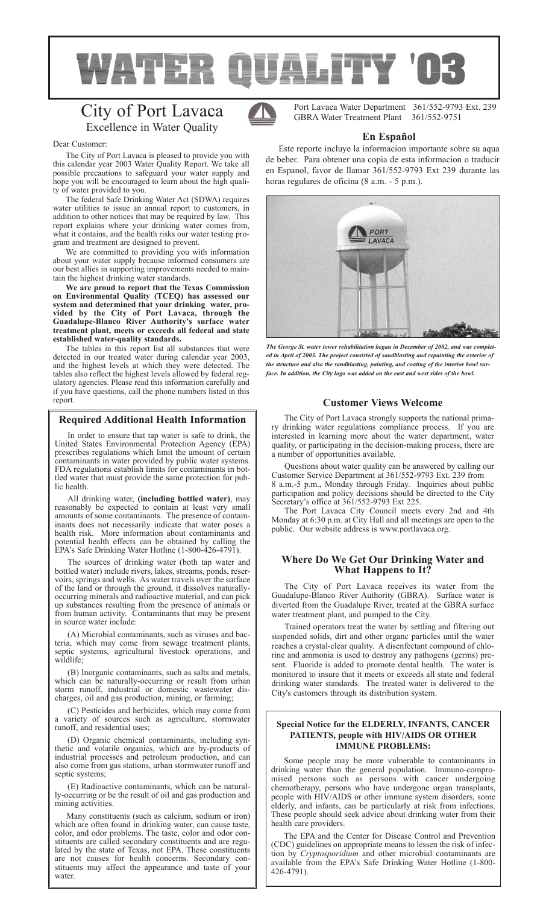# WATER QUALITY '03

## City of Port Lavaca

Excellence in Water Quality

Port Lavaca Water Department 361/552-9793 Ext. 239
GBRA Water Treatment Plant 361/552-9751

Dear Customer:

The City of Port Lavaca is pleased to provide you with this calendar year 2003 Water Quality Report. We take all possible precautions to safeguard your water supply and hope you will be encouraged to learn about the high quality of water provided to you.

The federal Safe Drinking Water Act (SDWA) requires water utilities to issue an annual report to customers, in addition to other notices that may be required by law. This report explains where your drinking water comes from, what it contains, and the health risks our water testing program and treatment are designed to prevent.

We are committed to providing you with information about your water supply because informed consumers are our best allies in supporting improvements needed to maintain the highest drinking water standards.

**We are proud to report that the Texas Commission on Environmental Quality (TCEQ) has assessed our system and determined that your drinking water, provided by the City of Port Lavaca, through the Guadalupe-Blanco River Authority's surface water treatment plant, meets or exceeds all federal and state established water-quality standards.**

The tables in this report list all substances that were detected in our treated water during calendar year 2003, and the highest levels at which they were detected. The tables also reflect the highest levels allowed by federal regulatory agencies. Please read this information carefully and if you have questions, call the phone numbers listed in this report.

### Required Additional Health Information

In order to ensure that tap water is safe to drink, the United States Environmental Protection Agency (EPA) prescribes regulations which limit the amount of certain contaminants in water provided by public water systems. FDA regulations establish limits for contaminants in bottled water that must provide the same protection for public health.

All drinking water, **(including bottled water)**, may reasonably be expected to contain at least very small amounts of some contaminants. The presence of contaminants does not necessarily indicate that water poses a health risk. More information about contaminants and potential health effects can be obtained by calling the EPA's Safe Drinking Water Hotline (1-800-426-4791).

The sources of drinking water (both tap water and bottled water) include rivers, lakes, streams, ponds, reservoirs, springs and wells. As water travels over the surface of the land or through the ground, it dissolves naturally-occurring minerals and radioactive material, and can pick up substances resulting from the presence of animals or from human activity. Contaminants that may be present in source water include:

(A) Microbial contaminants, such as viruses and bacteria, which may come from sewage treatment plants, septic systems, agricultural livestock operations, and wildlife;

(B) Inorganic contaminants, such as salts and metals, which can be naturally-occurring or result from urban storm runoff, industrial or domestic wastewater discharges, oil and gas production, mining, or farming;

(C) Pesticides and herbicides, which may come from a variety of sources such as agriculture, stormwater runoff, and residential uses;

(D) Organic chemical contaminants, including synthetic and volatile organics, which are by-products of industrial processes and petroleum production, and can also come from gas stations, urban stormwater runoff and septic systems;

(E) Radioactive contaminants, which can be naturally-occurring or be the result of oil and gas production and mining activities.

Many constituents (such as calcium, sodium or iron) which are often found in drinking water, can cause taste, color, and odor problems. The taste, color and odor constituents are called secondary constituents and are regulated by the state of Texas, not EPA. These constituents are not causes for health concerns. Secondary constituents may affect the appearance and taste of your water.

### En Español

Este reporte incluye la informacion importante sobre su aqua de beber. Para obtener una copia de esta informacion o traducir en Espanol, favor de llamar 361/552-9793 Ext 239 durante las horas regulares de oficina (8 a.m. - 5 p.m.).

*The George St. water tower rehabilitation began in December of 2002, and was completed in April of 2003. The project consisted of sandblasting and repainting the exterior of the structure and also the sandblasting, painting, and coating of the interior bowl surface. In addition, the City logo was added on the east and west sides of the bowl.*

### Customer Views Welcome

The City of Port Lavaca strongly supports the national primary drinking water regulations compliance process. If you are interested in learning more about the water department, water quality, or participating in the decision-making process, there are a number of opportunities available.

Questions about water quality can be answered by calling our Customer Service Department at 361/552-9793 Ext. 239 from 8 a.m.-5 p.m., Monday through Friday. Inquiries about public participation and policy decisions should be directed to the City Secretary's office at 361/552-9793 Ext 225.

The Port Lavaca City Council meets every 2nd and 4th Monday at 6:30 p.m. at City Hall and all meetings are open to the public. Our website address is www.portlavaca.org.

### Where Do We Get Our Drinking Water and What Happens to It?

The City of Port Lavaca receives its water from the Guadalupe-Blanco River Authority (GBRA). Surface water is diverted from the Guadalupe River, treated at the GBRA surface water treatment plant, and pumped to the City.

Trained operators treat the water by settling and filtering out suspended solids, dirt and other organc particles until the water reaches a crystal-clear quality. A disinfectant compound of chlorine and ammonia is used to destroy any pathogens (germs) present. Fluoride is added to promote dental health. The water is monitored to insure that it meets or exceeds all state and federal drinking water standards. The treated water is delivered to the City's customers through its distribution system.

#### Special Notice for the ELDERLY, INFANTS, CANCER PATIENTS, people with HIV/AIDS OR OTHER IMMUNE PROBLEMS:

Some people may be more vulnerable to contaminants in drinking water than the general population. Immuno-compromised persons such as persons with cancer undergoing chemotherapy, persons who have undergone organ transplants, people with HIV/AIDS or other immune system disorders, some elderly, and infants, can be particularly at risk from infections. These people should seek advice about drinking water from their health care providers.

The EPA and the Center for Disease Control and Prevention (CDC) guidelines on appropriate means to lessen the risk of infection by *Cryptosporidium* and other microbial contaminants are available from the EPA's Safe Drinking Water Hotline (1-800-426-4791).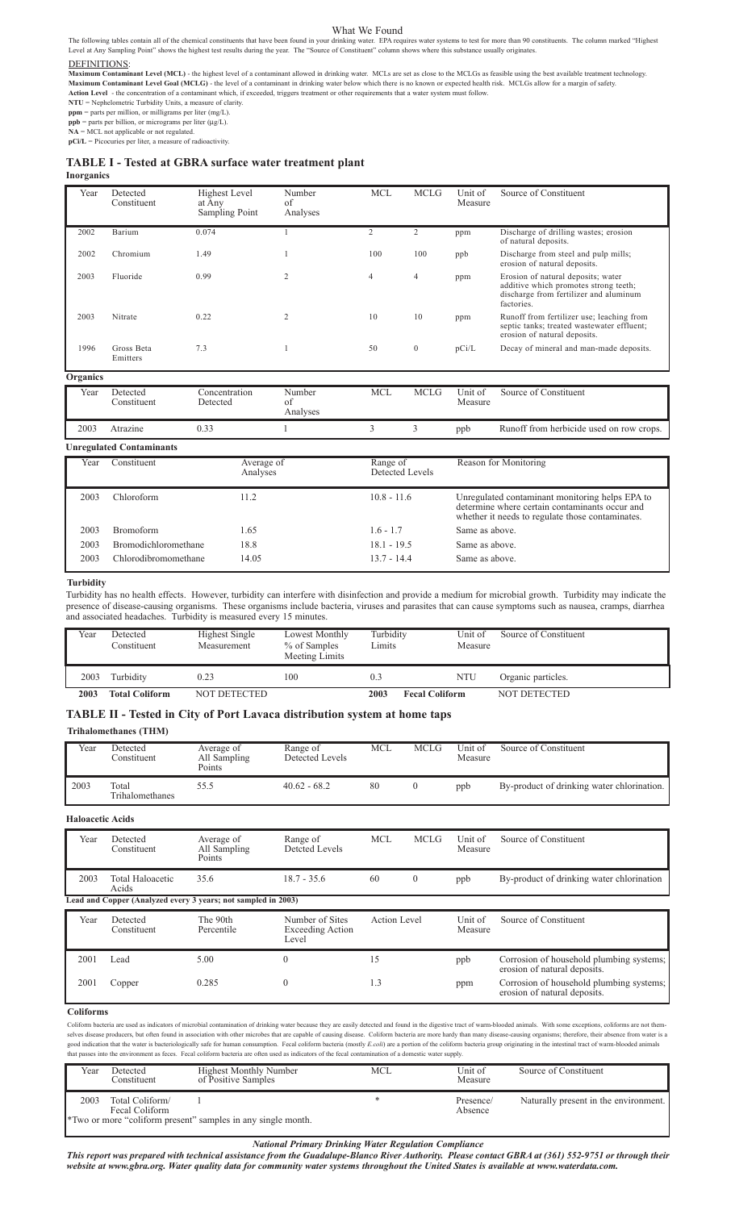# What We Found

The following tables contain all of the chemical constituents that have been found in your drinking water. EPA requires water systems to test for more than 90 constituents. The column marked "Highest Level at Any Sampling Point" shows the highest test results during the year. The "Source of Constituent" column shows where this substance usually originates.

DEFINITIONS:

**Maximum Contaminant Level (MCL)** - the highest level of a contaminant allowed in drinking water. MCLs are set as close to the MCLGs as feasible using the best available treatment technology.
**Maximum Contaminant Level Goal (MCLG)** - the level of a contaminant in drinking water below which there is no known or expected health risk. MCLGs allow for a margin of safety.
**Action Level** - the concentration of a contaminant which, if exceeded, triggers treatment or other requirements that a water system must follow.
**NTU** = Nephelometric Turbidity Units, a measure of clarity.
**ppm** = parts per million, or milligrams per liter (mg/L).
**ppb** = parts per billion, or micrograms per liter (µg/L).
**NA** = MCL not applicable or not regulated.
**pCi/L** = Picocuries per liter, a measure of radioactivity.

## TABLE I - Tested at GBRA surface water treatment plant

**Inorganics**

| Year | Detected Constituent | Highest Level at Any Sampling Point | Number of Analyses | MCL | MCLG | Unit of Measure | Source of Constituent |
|---|---|---|---|---|---|---|---|
| 2002 | Barium | 0.074 | 1 | 2 | 2 | ppm | Discharge of drilling wastes; erosion of natural deposits. |
| 2002 | Chromium | 1.49 | 1 | 100 | 100 | ppb | Discharge from steel and pulp mills; erosion of natural deposits. |
| 2003 | Fluoride | 0.99 | 2 | 4 | 4 | ppm | Erosion of natural deposits; water additive which promotes strong teeth; discharge from fertilizer and aluminum factories. |
| 2003 | Nitrate | 0.22 | 2 | 10 | 10 | ppm | Runoff from fertilizer use; leaching from septic tanks; treated wastewater effluent; erosion of natural deposits. |
| 1996 | Gross Beta Emitters | 7.3 | 1 | 50 | 0 | pCi/L | Decay of mineral and man-made deposits. |

**Organics**

| Year | Detected Constituent | Concentration Detected | Number of Analyses | MCL | MCLG | Unit of Measure | Source of Constituent |
|---|---|---|---|---|---|---|---|
| 2003 | Atrazine | 0.33 | 1 | 3 | 3 | ppb | Runoff from herbicide used on row crops. |

**Unregulated Contaminants**

| Year | Constituent | Average of Analyses | Range of Detected Levels | Reason for Monitoring |
|---|---|---|---|---|
| 2003 | Chloroform | 11.2 | 10.8 - 11.6 | Unregulated contaminant monitoring helps EPA to determine where certain contaminants occur and whether it needs to regulate those contaminates. |
| 2003 | Bromoform | 1.65 | 1.6 - 1.7 | Same as above. |
| 2003 | Bromodichloromethane | 18.8 | 18.1 - 19.5 | Same as above. |
| 2003 | Chlorodibromomethane | 14.05 | 13.7 - 14.4 | Same as above. |

**Turbidity**

Turbidity has no health effects. However, turbidity can interfere with disinfection and provide a medium for microbial growth. Turbidity may indicate the presence of disease-causing organisms. These organisms include bacteria, viruses and parasites that can cause symptoms such as nausea, cramps, diarrhea and associated headaches. Turbidity is measured every 15 minutes.

| Year | Detected Constituent | Highest Single Measurement | Lowest Monthly % of Samples Meeting Limits | Turbidity Limits | | Unit of Measure | Source of Constituent |
|---|---|---|---|---|---|---|---|
| 2003 | Turbidity | 0.23 | 100 | 0.3 | | NTU | Organic particles. |
| **2003** | **Total Coliform** | NOT DETECTED | | **2003** | **Fecal Coliform** | | NOT DETECTED |

## TABLE II - Tested in City of Port Lavaca distribution system at home taps

**Trihalomethanes (THM)**

| Year | Detected Constituent | Average of All Sampling Points | Range of Detected Levels | MCL | MCLG | Unit of Measure | Source of Constituent |
|---|---|---|---|---|---|---|---|
| 2003 | Total Trihalomethanes | 55.5 | 40.62 - 68.2 | 80 | 0 | ppb | By-product of drinking water chlorination. |

**Haloacetic Acids**

| Year | Detected Constituent | Average of All Sampling Points | Range of Detcted Levels | MCL | MCLG | Unit of Measure | Source of Constituent |
|---|---|---|---|---|---|---|---|
| 2003 | Total Haloacetic Acids | 35.6 | 18.7 - 35.6 | 60 | 0 | ppb | By-product of drinking water chlorination |

**Lead and Copper (Analyzed every 3 years; not sampled in 2003)**

| Year | Detected Constituent | The 90th Percentile | Number of Sites Exceeding Action Level | Action Level | Unit of Measure | Source of Constituent |
|---|---|---|---|---|---|---|
| 2001 | Lead | 5.00 | 0 | 15 | ppb | Corrosion of household plumbing systems; erosion of natural deposits. |
| 2001 | Copper | 0.285 | 0 | 1.3 | ppm | Corrosion of household plumbing systems; erosion of natural deposits. |

**Coliforms**

Coliform bacteria are used as indicators of microbial contamination of drinking water because they are easily detected and found in the digestive tract of warm-blooded animals. With some exceptions, coliforms are not themselves disease producers, but often found in association with other microbes that are capable of causing disease. Coliform bacteria are more hardy than many disease-causing organisms; therefore, their absence from water is a good indication that the water is bacteriologically safe for human consumption. Fecal coliform bacteria (mostly *E.coli*) are a portion of the coliform bacteria group originating in the intestinal tract of warm-blooded animals that passes into the environment as feces. Fecal coliform bacteria are often used as indicators of the fecal contamination of a domestic water supply.

| Year | Detected Constituent | Highest Monthly Number of Positive Samples | MCL | Unit of Measure | Source of Constituent |
|---|---|---|---|---|---|
| 2003 | Total Coliform/ Fecal Coliform | 1 | * | Presence/ Absence | Naturally present in the environment. |

*Two or more "coliform present" samples in any single month.

***National Primary Drinking Water Regulation Compliance***

***This report was prepared with technical assistance from the Guadalupe-Blanco River Authority. Please contact GBRA at (361) 552-9751 or through their website at www.gbra.org. Water quality data for community water systems throughout the United States is available at www.waterdata.com.***